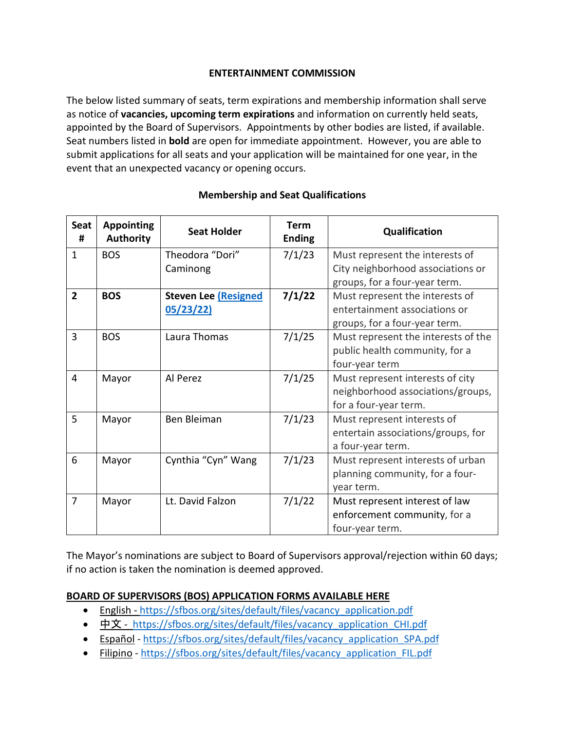# ENTERTAINMENT COMMISSION

The below listed summary of seats, term expirations and membership information shall serve as notice of **vacancies, upcoming term expirations** and information on currently held seats, appointed by the Board of Supervisors. Appointments by other bodies are listed, if available. Seat numbers listed in **bold** are open for immediate appointment. However, you are able to submit applications for all seats and your application will be maintained for one year, in the event that an unexpected vacancy or opening occurs.

## Membership and Seat Qualifications

| Seat # | Appointing Authority | Seat Holder | Term Ending | Qualification |
|---|---|---|---|---|
| 1 | BOS | Theodora "Dori" Caminong | 7/1/23 | Must represent the interests of City neighborhood associations or groups, for a four-year term. |
| **2** | **BOS** | **Steven Lee (Resigned 05/23/22)** | **7/1/22** | Must represent the interests of entertainment associations or groups, for a four-year term. |
| 3 | BOS | Laura Thomas | 7/1/25 | Must represent the interests of the public health community, for a four-year term |
| 4 | Mayor | Al Perez | 7/1/25 | Must represent interests of city neighborhood associations/groups, for a four-year term. |
| 5 | Mayor | Ben Bleiman | 7/1/23 | Must represent interests of entertain associations/groups, for a four-year term. |
| 6 | Mayor | Cynthia "Cyn" Wang | 7/1/23 | Must represent interests of urban planning community, for a four-year term. |
| 7 | Mayor | Lt. David Falzon | 7/1/22 | Must represent interest of law enforcement community, for a four-year term. |

The Mayor's nominations are subject to Board of Supervisors approval/rejection within 60 days; if no action is taken the nomination is deemed approved.

**BOARD OF SUPERVISORS (BOS) APPLICATION FORMS AVAILABLE HERE**

- English - https://sfbos.org/sites/default/files/vacancy_application.pdf
- 中文 - https://sfbos.org/sites/default/files/vacancy_application_CHI.pdf
- Español - https://sfbos.org/sites/default/files/vacancy_application_SPA.pdf
- Filipino - https://sfbos.org/sites/default/files/vacancy_application_FIL.pdf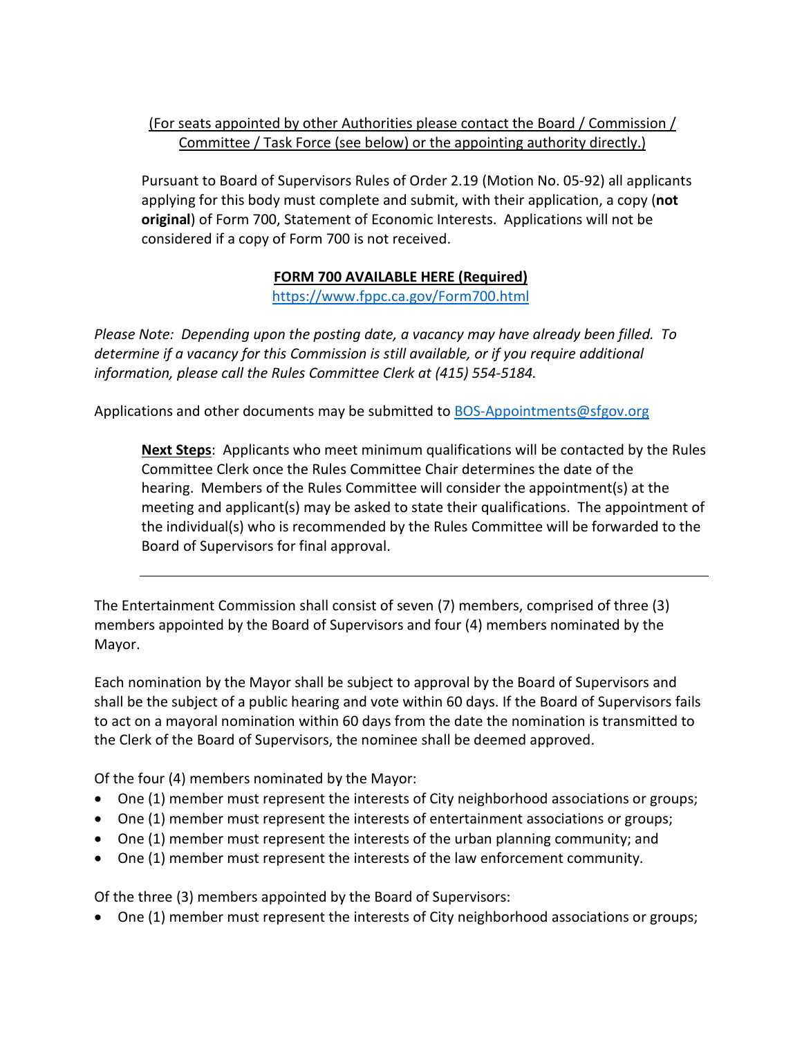(For seats appointed by other Authorities please contact the Board / Commission / Committee / Task Force (see below) or the appointing authority directly.)

Pursuant to Board of Supervisors Rules of Order 2.19 (Motion No. 05-92) all applicants applying for this body must complete and submit, with their application, a copy (**not original**) of Form 700, Statement of Economic Interests. Applications will not be considered if a copy of Form 700 is not received.

**FORM 700 AVAILABLE HERE (Required)**
https://www.fppc.ca.gov/Form700.html

*Please Note: Depending upon the posting date, a vacancy may have already been filled. To determine if a vacancy for this Commission is still available, or if you require additional information, please call the Rules Committee Clerk at (415) 554-5184.*

Applications and other documents may be submitted to BOS-Appointments@sfgov.org

**Next Steps**: Applicants who meet minimum qualifications will be contacted by the Rules Committee Clerk once the Rules Committee Chair determines the date of the hearing. Members of the Rules Committee will consider the appointment(s) at the meeting and applicant(s) may be asked to state their qualifications. The appointment of the individual(s) who is recommended by the Rules Committee will be forwarded to the Board of Supervisors for final approval.

---

The Entertainment Commission shall consist of seven (7) members, comprised of three (3) members appointed by the Board of Supervisors and four (4) members nominated by the Mayor.

Each nomination by the Mayor shall be subject to approval by the Board of Supervisors and shall be the subject of a public hearing and vote within 60 days. If the Board of Supervisors fails to act on a mayoral nomination within 60 days from the date the nomination is transmitted to the Clerk of the Board of Supervisors, the nominee shall be deemed approved.

Of the four (4) members nominated by the Mayor:

- One (1) member must represent the interests of City neighborhood associations or groups;
- One (1) member must represent the interests of entertainment associations or groups;
- One (1) member must represent the interests of the urban planning community; and
- One (1) member must represent the interests of the law enforcement community.

Of the three (3) members appointed by the Board of Supervisors:

- One (1) member must represent the interests of City neighborhood associations or groups;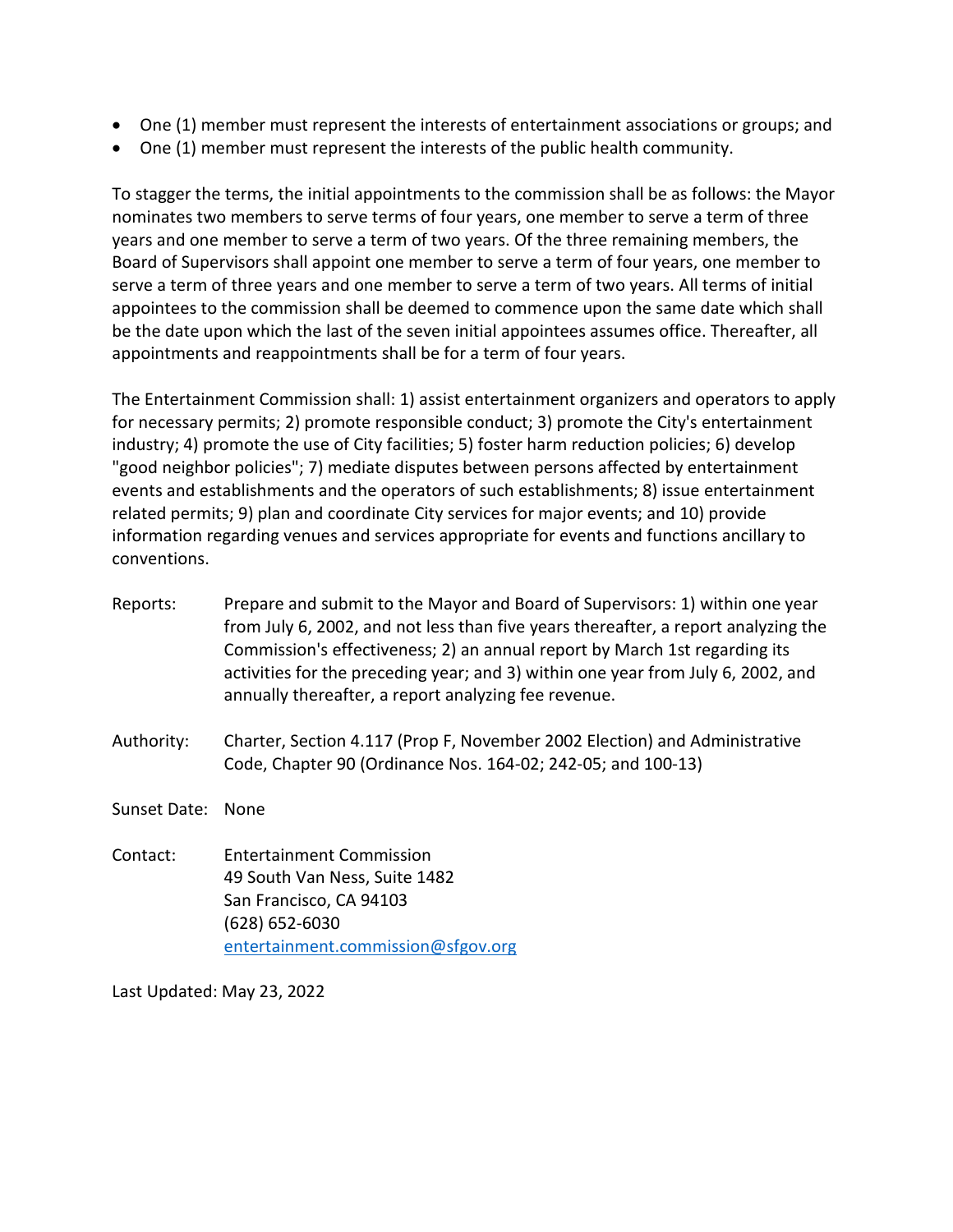- One (1) member must represent the interests of entertainment associations or groups; and
- One (1) member must represent the interests of the public health community.

To stagger the terms, the initial appointments to the commission shall be as follows: the Mayor nominates two members to serve terms of four years, one member to serve a term of three years and one member to serve a term of two years. Of the three remaining members, the Board of Supervisors shall appoint one member to serve a term of four years, one member to serve a term of three years and one member to serve a term of two years. All terms of initial appointees to the commission shall be deemed to commence upon the same date which shall be the date upon which the last of the seven initial appointees assumes office. Thereafter, all appointments and reappointments shall be for a term of four years.

The Entertainment Commission shall: 1) assist entertainment organizers and operators to apply for necessary permits; 2) promote responsible conduct; 3) promote the City's entertainment industry; 4) promote the use of City facilities; 5) foster harm reduction policies; 6) develop "good neighbor policies"; 7) mediate disputes between persons affected by entertainment events and establishments and the operators of such establishments; 8) issue entertainment related permits; 9) plan and coordinate City services for major events; and 10) provide information regarding venues and services appropriate for events and functions ancillary to conventions.

Reports: Prepare and submit to the Mayor and Board of Supervisors: 1) within one year from July 6, 2002, and not less than five years thereafter, a report analyzing the Commission's effectiveness; 2) an annual report by March 1st regarding its activities for the preceding year; and 3) within one year from July 6, 2002, and annually thereafter, a report analyzing fee revenue.

Authority: Charter, Section 4.117 (Prop F, November 2002 Election) and Administrative Code, Chapter 90 (Ordinance Nos. 164-02; 242-05; and 100-13)

Sunset Date: None

Contact: Entertainment Commission
49 South Van Ness, Suite 1482
San Francisco, CA 94103
(628) 652-6030
entertainment.commission@sfgov.org

Last Updated: May 23, 2022